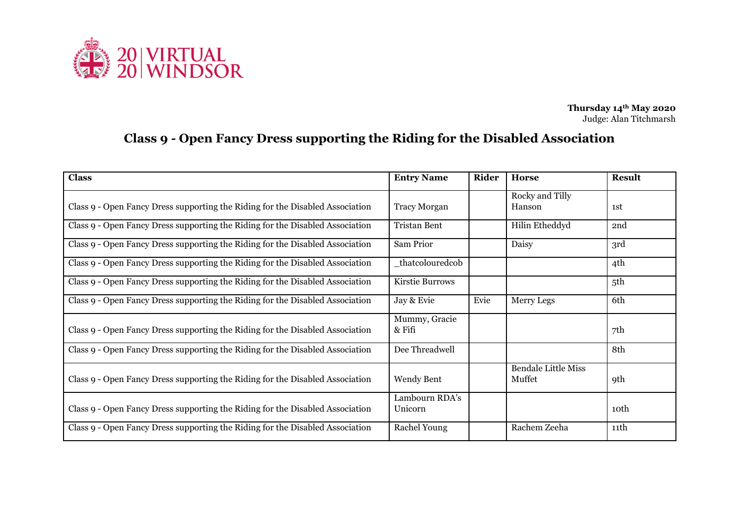20|20 VIRTUAL WINDSOR

**Thursday 14th May 2020**
Judge: Alan Titchmarsh

# Class 9 - Open Fancy Dress supporting the Riding for the Disabled Association

| Class | Entry Name | Rider | Horse | Result |
|---|---|---|---|---|
| Class 9 - Open Fancy Dress supporting the Riding for the Disabled Association | Tracy Morgan | | Rocky and Tilly Hanson | 1st |
| Class 9 - Open Fancy Dress supporting the Riding for the Disabled Association | Tristan Bent | | Hilin Etheddyd | 2nd |
| Class 9 - Open Fancy Dress supporting the Riding for the Disabled Association | Sam Prior | | Daisy | 3rd |
| Class 9 - Open Fancy Dress supporting the Riding for the Disabled Association | _thatcolouredcob | | | 4th |
| Class 9 - Open Fancy Dress supporting the Riding for the Disabled Association | Kirstie Burrows | | | 5th |
| Class 9 - Open Fancy Dress supporting the Riding for the Disabled Association | Jay & Evie | Evie | Merry Legs | 6th |
| Class 9 - Open Fancy Dress supporting the Riding for the Disabled Association | Mummy, Gracie & Fifi | | | 7th |
| Class 9 - Open Fancy Dress supporting the Riding for the Disabled Association | Dee Threadwell | | | 8th |
| Class 9 - Open Fancy Dress supporting the Riding for the Disabled Association | Wendy Bent | | Bendale Little Miss Muffet | 9th |
| Class 9 - Open Fancy Dress supporting the Riding for the Disabled Association | Lambourn RDA's Unicorn | | | 10th |
| Class 9 - Open Fancy Dress supporting the Riding for the Disabled Association | Rachel Young | | Rachem Zeeha | 11th |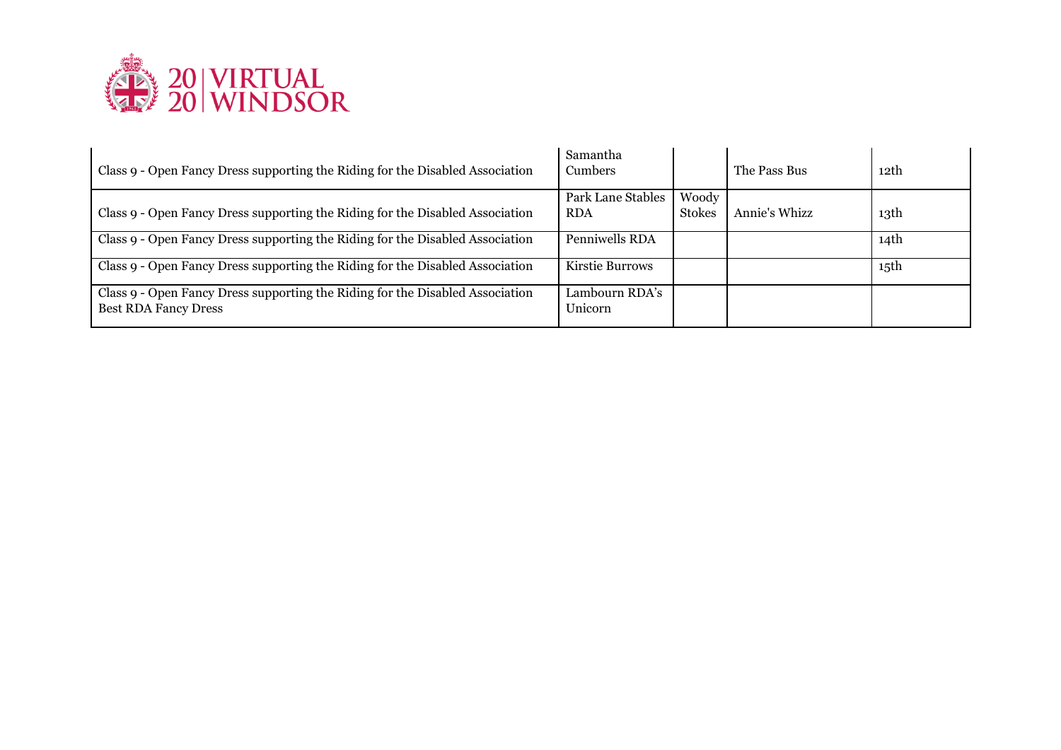| | | | | |
|---|---|---|---|---|
| Class 9 - Open Fancy Dress supporting the Riding for the Disabled Association | Samantha Cumbers | | The Pass Bus | 12th |
| Class 9 - Open Fancy Dress supporting the Riding for the Disabled Association | Park Lane Stables RDA | Woody Stokes | Annie's Whizz | 13th |
| Class 9 - Open Fancy Dress supporting the Riding for the Disabled Association | Penniwells RDA | | | 14th |
| Class 9 - Open Fancy Dress supporting the Riding for the Disabled Association | Kirstie Burrows | | | 15th |
| Class 9 - Open Fancy Dress supporting the Riding for the Disabled Association Best RDA Fancy Dress | Lambourn RDA's Unicorn | | | |